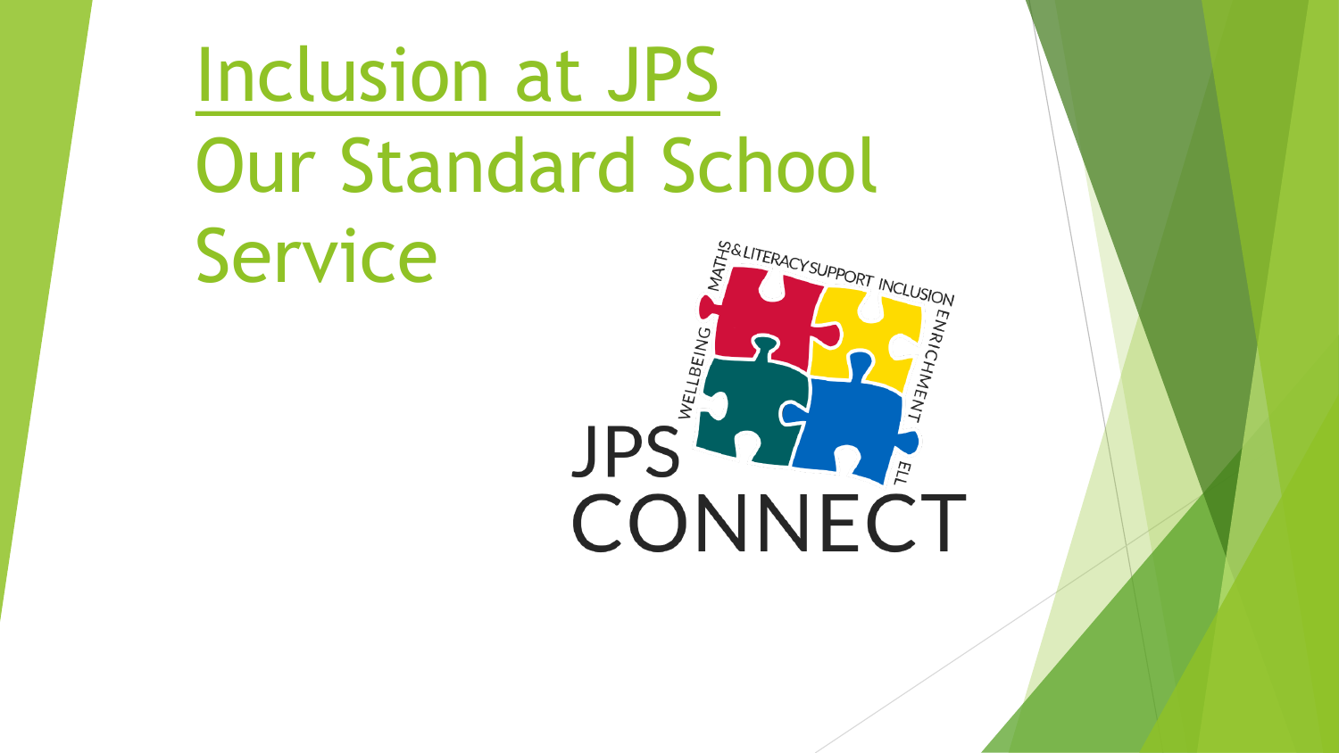# Inclusion at JPS

# Our Standard School Service

JPS CONNECT

MATHS & LITERACY SUPPORT INCLUSION ENRICHMENT ELL WELLBEING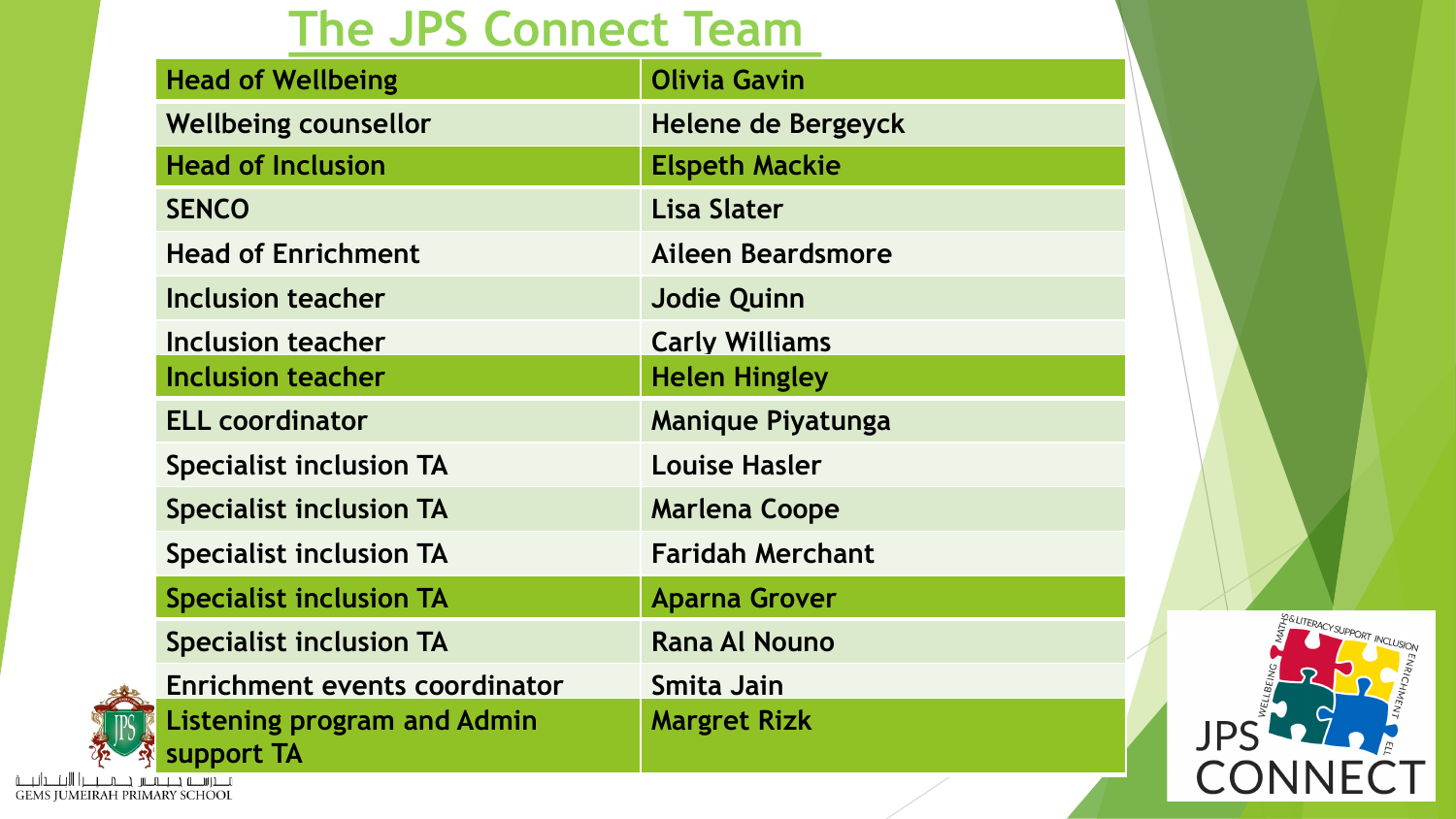# The JPS Connect Team

| Role | Name |
| --- | --- |
| Head of Wellbeing | Olivia Gavin |
| Wellbeing counsellor | Helene de Bergeyck |
| Head of Inclusion | Elspeth Mackie |
| SENCO | Lisa Slater |
| Head of Enrichment | Aileen Beardsmore |
| Inclusion teacher | Jodie Quinn |
| Inclusion teacher | Carly Williams |
| Inclusion teacher | Helen Hingley |
| ELL coordinator | Manique Piyatunga |
| Specialist inclusion TA | Louise Hasler |
| Specialist inclusion TA | Marlena Coope |
| Specialist inclusion TA | Faridah Merchant |
| Specialist inclusion TA | Aparna Grover |
| Specialist inclusion TA | Rana Al Nouno |
| Enrichment events coordinator | Smita Jain |
| Listening program and Admin support TA | Margret Rizk |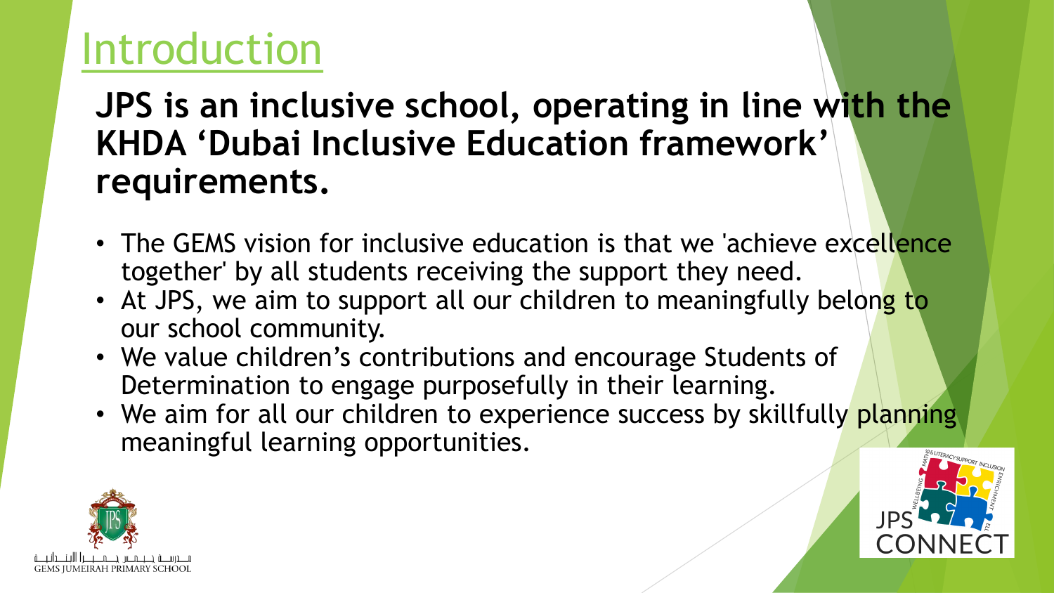# Introduction

**JPS is an inclusive school, operating in line with the KHDA 'Dubai Inclusive Education framework' requirements.**

- The GEMS vision for inclusive education is that we 'achieve excellence together' by all students receiving the support they need.
- At JPS, we aim to support all our children to meaningfully belong to our school community.
- We value children's contributions and encourage Students of Determination to engage purposefully in their learning.
- We aim for all our children to experience success by skillfully planning meaningful learning opportunities.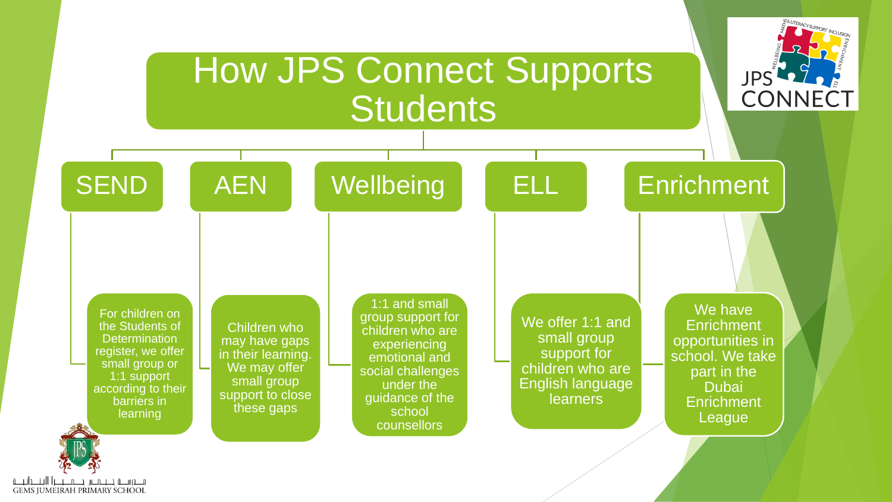# How JPS Connect Supports Students

## SEND

For children on the Students of Determination register, we offer small group or 1:1 support according to their barriers in learning

## AEN

Children who may have gaps in their learning. We may offer small group support to close these gaps

## Wellbeing

1:1 and small group support for children who are experiencing emotional and social challenges under the guidance of the school counsellors

## ELL

We offer 1:1 and small group support for children who are English language learners

## Enrichment

We have Enrichment opportunities in school. We take part in the Dubai Enrichment League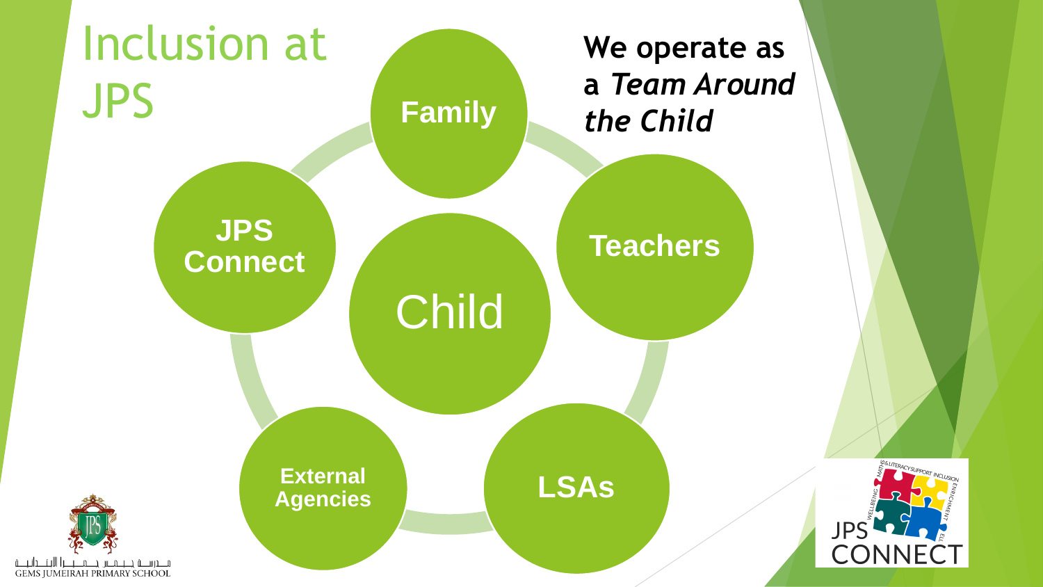# Inclusion at JPS

**We operate as a *Team Around the Child***

- Child
- Family
- Teachers
- LSAs
- External Agencies
- JPS Connect

مدرسة جميرا الابتدائية
GEMS JUMEIRAH PRIMARY SCHOOL

JPS CONNECT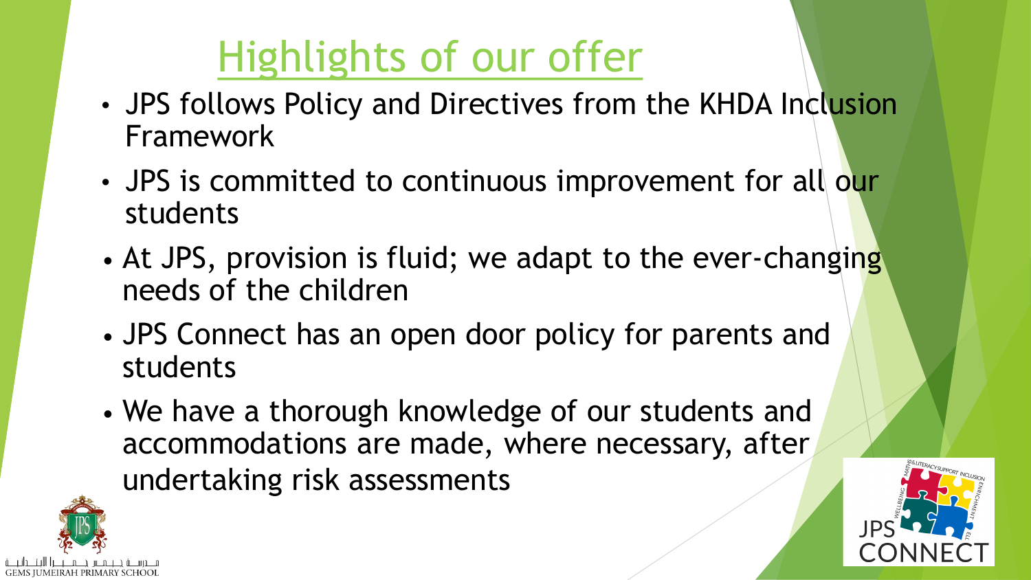# Highlights of our offer

- JPS follows Policy and Directives from the KHDA Inclusion Framework
- JPS is committed to continuous improvement for all our students
- At JPS, provision is fluid; we adapt to the ever-changing needs of the children
- JPS Connect has an open door policy for parents and students
- We have a thorough knowledge of our students and accommodations are made, where necessary, after undertaking risk assessments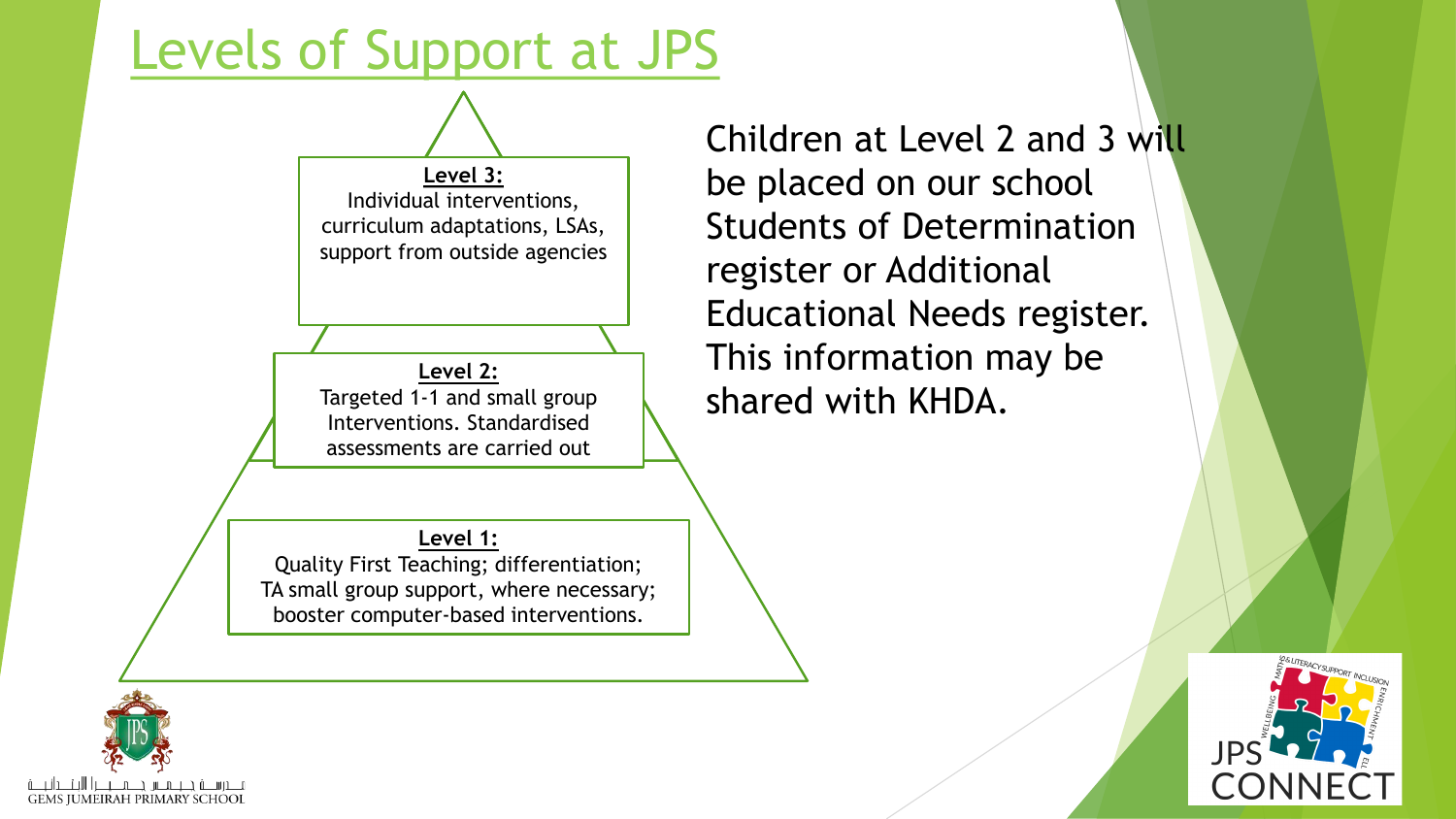# Levels of Support at JPS

**Level 3:**
Individual interventions, curriculum adaptations, LSAs, support from outside agencies

**Level 2:**
Targeted 1-1 and small group Interventions. Standardised assessments are carried out

**Level 1:**
Quality First Teaching; differentiation; TA small group support, where necessary; booster computer-based interventions.

Children at Level 2 and 3 will be placed on our school Students of Determination register or Additional Educational Needs register. This information may be shared with KHDA.

GEMS JUMEIRAH PRIMARY SCHOOL

JPS CONNECT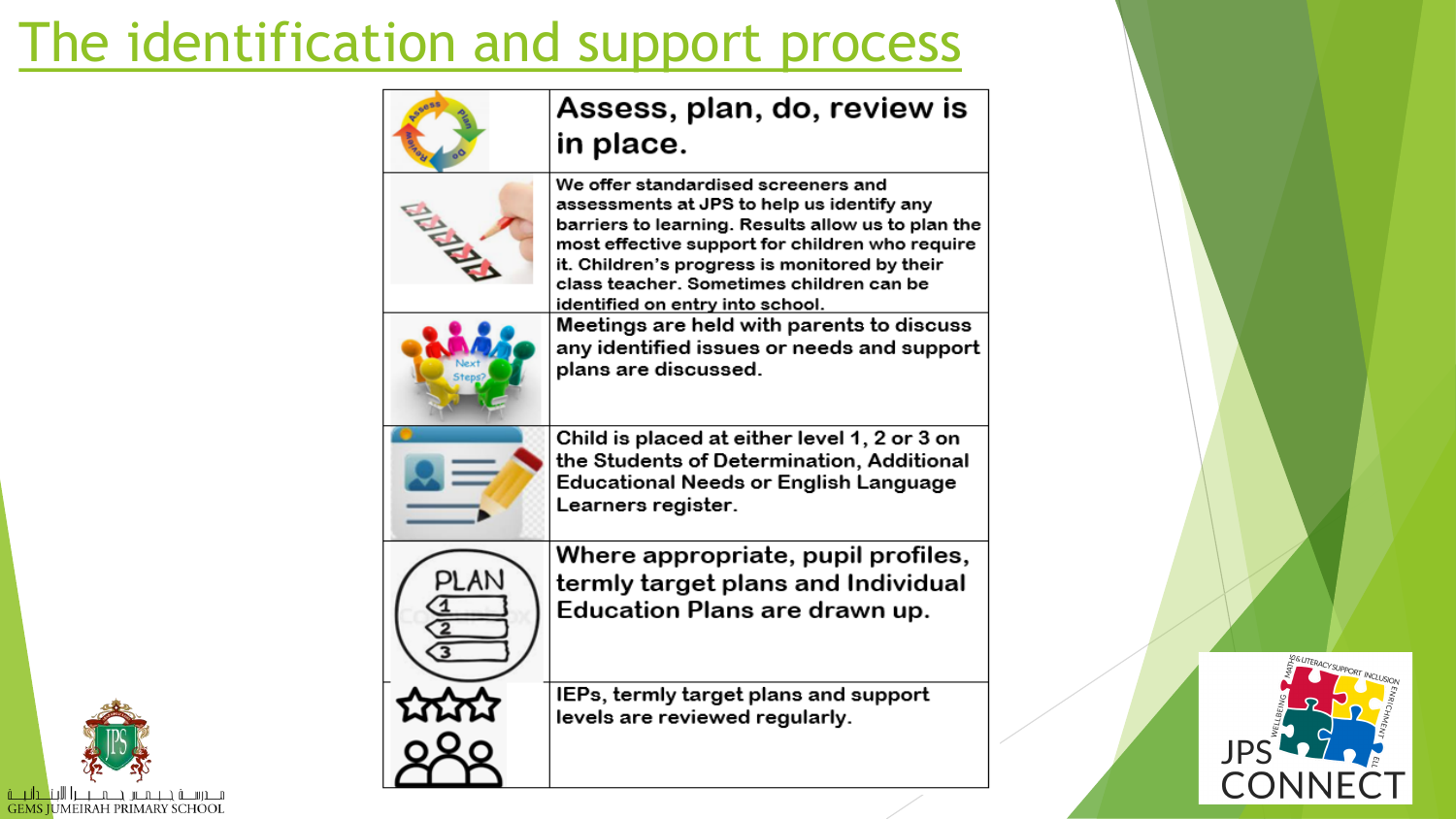# The identification and support process

- **Assess, plan, do, review is in place.**
- We offer standardised screeners and assessments at JPS to help us identify any barriers to learning. Results allow us to plan the most effective support for children who require it. Children's progress is monitored by their class teacher. Sometimes children can be identified on entry into school.
- Meetings are held with parents to discuss any identified issues or needs and support plans are discussed.
- Child is placed at either level 1, 2 or 3 on the Students of Determination, Additional Educational Needs or English Language Learners register.
- Where appropriate, pupil profiles, termly target plans and Individual Education Plans are drawn up.
- IEPs, termly target plans and support levels are reviewed regularly.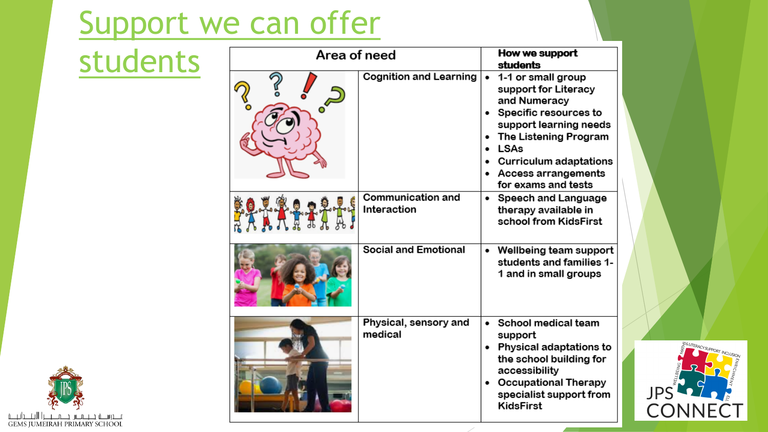# Support we can offer students

| | Area of need | How we support students |
|---|---|---|
| | Cognition and Learning | • 1-1 or small group support for Literacy and Numeracy<br>• Specific resources to support learning needs<br>• The Listening Program<br>• LSAs<br>• Curriculum adaptations<br>• Access arrangements for exams and tests |
| | Communication and Interaction | • Speech and Language therapy available in school from KidsFirst |
| | Social and Emotional | • Wellbeing team support students and families 1-1 and in small groups |
| | Physical, sensory and medical | • School medical team support<br>• Physical adaptations to the school building for accessibility<br>• Occupational Therapy specialist support from KidsFirst |

GEMS JUMEIRAH PRIMARY SCHOOL

JPS CONNECT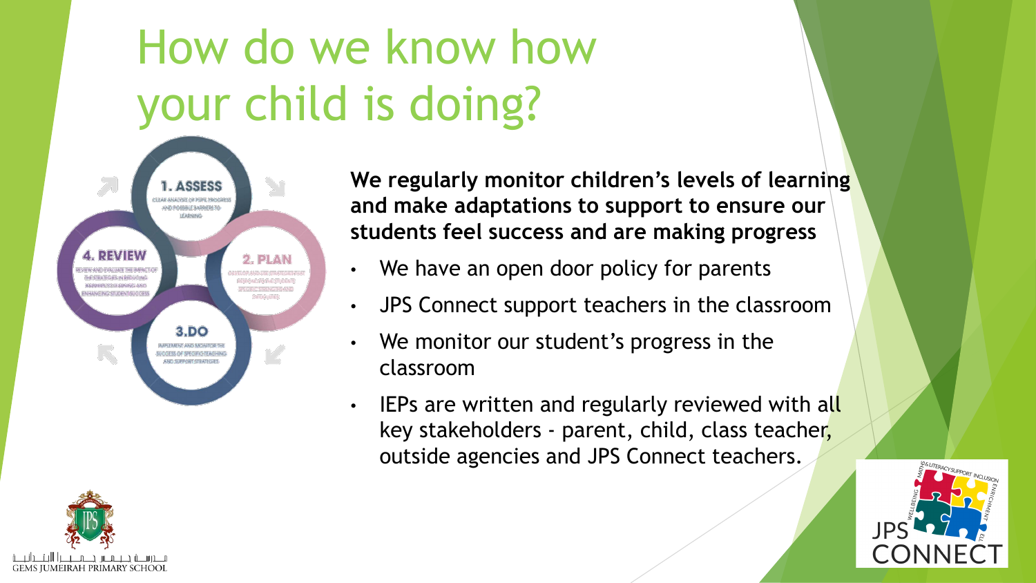# How do we know how your child is doing?

1. ASSESS

CLEAR ANALYSIS OF PUPIL PROGRESS AND POSSIBLE BARRIERS TO LEARNING

2. PLAN

3. DO

IMPLEMENT AND MONITOR THE SUCCESS OF SPECIFIC TEACHING AND SUPPORT STRATEGIES

4. REVIEW

**We regularly monitor children's levels of learning and make adaptations to support to ensure our students feel success and are making progress**

- We have an open door policy for parents
- JPS Connect support teachers in the classroom
- We monitor our student's progress in the classroom
- IEPs are written and regularly reviewed with all key stakeholders - parent, child, class teacher, outside agencies and JPS Connect teachers.

GEMS JUMEIRAH PRIMARY SCHOOL

JPS CONNECT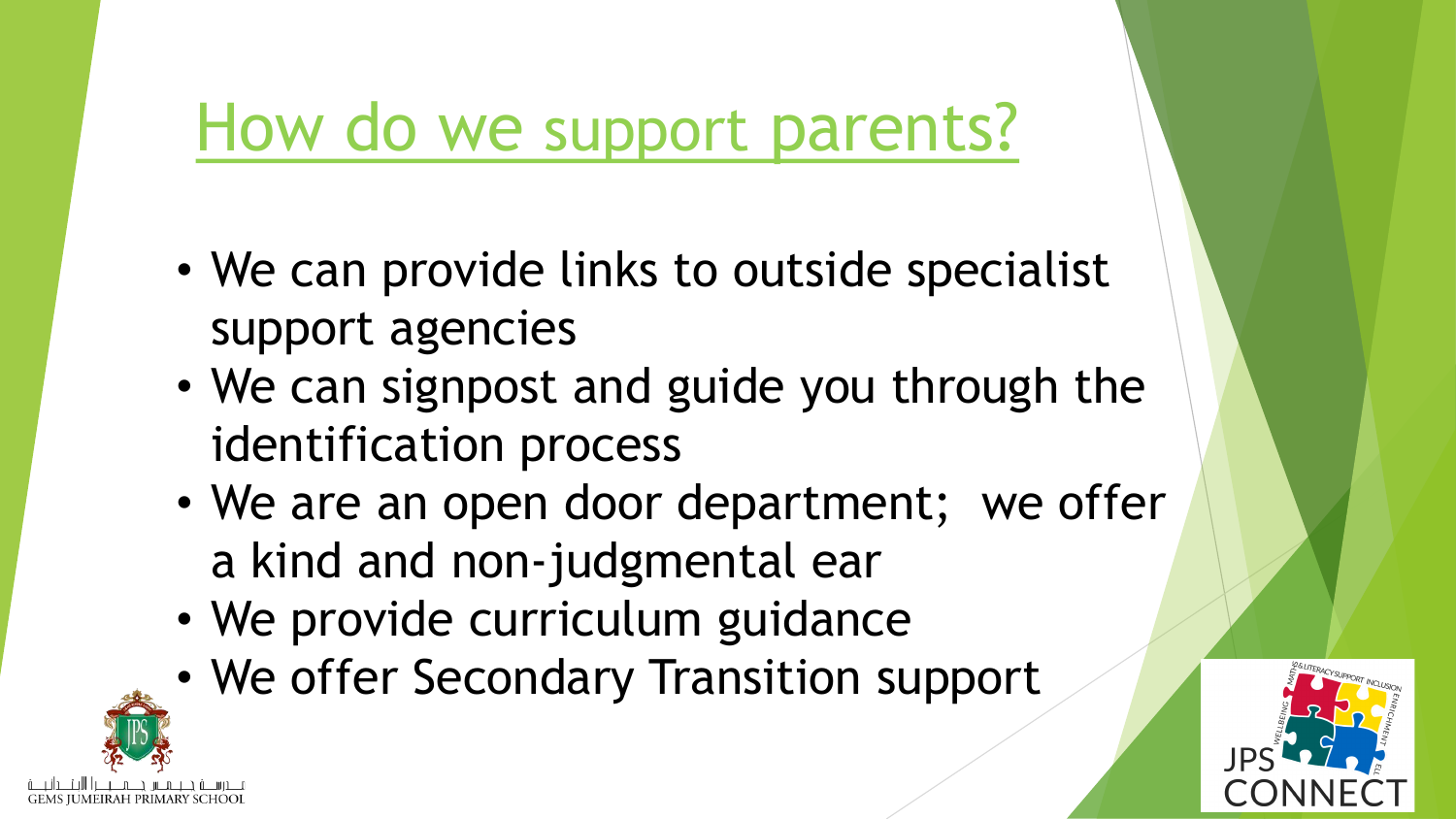# How do we support parents?

- We can provide links to outside specialist support agencies
- We can signpost and guide you through the identification process
- We are an open door department; we offer a kind and non-judgmental ear
- We provide curriculum guidance
- We offer Secondary Transition support

GEMS JUMEIRAH PRIMARY SCHOOL

JPS CONNECT